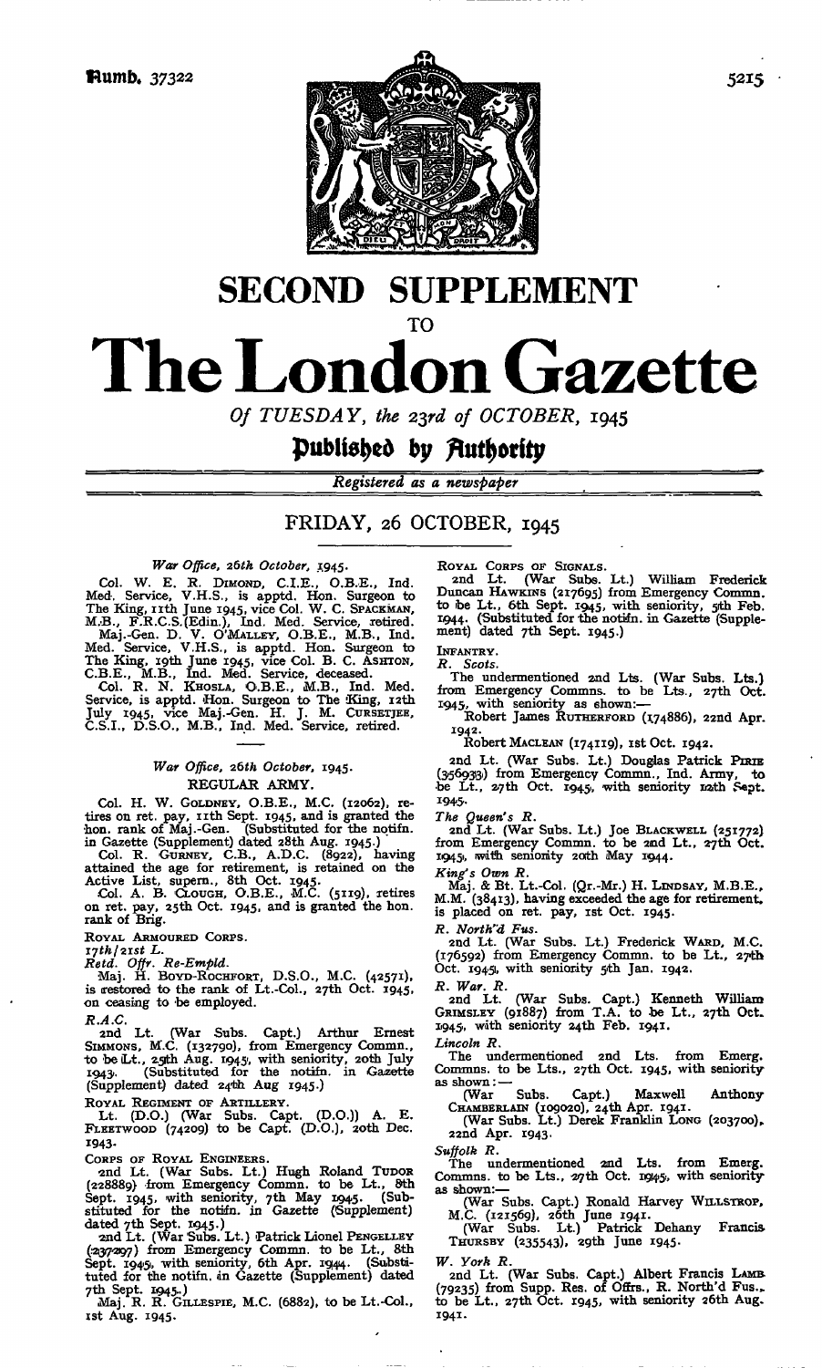# SECOND SUPPLEMENT

TO

# The London Gazette

*Of TUESDAY, the 23rd of OCTOBER, 1945*

**Published by Authority**

*Registered as a newspaper*

## FRIDAY, 26 OCTOBER, 1945

*War Office, 26th October, 1945.*

Col. W. E. R. DIMOND, C.I.E., O.B.E., Ind. Med. Service, V.H.S., is apptd. Hon. Surgeon to The King, 11th June 1945, vice Col. W. C. SPACKMAN, M.B., F.R.C.S.(Edin.), Ind. Med. Service, retired.

Maj.-Gen. D. V. O'MALLEY, O.B.E., M.B., Ind. Med. Service, V.H.S., is apptd. Hon. Surgeon to The King, 19th June 1945, vice Col. B. C. ASHTON, C.B.E., M.B., Ind. Med. Service, deceased.

Col. R. N. KHOSLA, O.B.E., M.B., Ind. Med. Service, is apptd. Hon. Surgeon to The King, 12th July 1945, vice Maj.-Gen. H. J. M. CURSETJEE, C.S.I., D.S.O., M.B., Ind. Med. Service, retired.

---

*War Office, 26th October, 1945.*

REGULAR ARMY.

Col. H. W. GOLDNEY, O.B.E., M.C. (12062), retires on ret. pay, 11th Sept. 1945, and is granted the hon. rank of Maj.-Gen. (Substituted for the notifn. in Gazette (Supplement) dated 28th Aug. 1945.)

Col. R. GURNEY, C.B., A.D.C. (8922), having attained the age for retirement, is retained on the Active List, supern., 8th Oct. 1945.

Col. A. B. CLOUGH, O.B.E., M.C. (5119), retires on ret. pay, 25th Oct. 1945, and is granted the hon. rank of Brig.

ROYAL ARMOURED CORPS.

*17th/21st L.*

*Retd. Offr. Re-Empld.*

Maj. H. BOYD-ROCHFORT, D.S.O., M.C. (42571), is restored to the rank of Lt.-Col., 27th Oct. 1945, on ceasing to be employed.

*R.A.C.*

2nd Lt. (War Subs. Capt.) Arthur Ernest SIMMONS, M.C. (132790), from Emergency Commn., to be Lt., 25th Aug. 1945, with seniority, 20th July 1943. (Substituted for the notifn. in Gazette (Supplement) dated 24th Aug 1945.)

ROYAL REGIMENT OF ARTILLERY.

Lt. (D.O.) (War Subs. Capt. (D.O.)) A. E. FLEETWOOD (74209) to be Capt. (D.O.), 20th Dec. 1943.

CORPS OF ROYAL ENGINEERS.

2nd Lt. (War Subs. Lt.) Hugh Roland TUDOR (228889) from Emergency Commn. to be Lt., 8th Sept. 1945, with seniority, 7th May 1945. (Substituted for the notifn. in Gazette (Supplement) dated 7th Sept. 1945.)

2nd Lt. (War Subs. Lt.) Patrick Lionel PENGELLEY (237297) from Emergency Commn. to be Lt., 8th Sept. 1945, with seniority, 6th Apr. 1944. (Substituted for the notifn. in Gazette (Supplement) dated 7th Sept. 1945.)

Maj. R. R. GILLESPIE, M.C. (6882), to be Lt.-Col., 1st Aug. 1945.

ROYAL CORPS OF SIGNALS.

2nd Lt. (War Subs. Lt.) William Frederick Duncan HAWKINS (217695) from Emergency Commn. to be Lt., 6th Sept. 1945, with seniority, 5th Feb. 1944. (Substituted for the notifn. in Gazette (Supplement) dated 7th Sept. 1945.)

INFANTRY.

*R. Scots.*

The undermentioned 2nd Lts. (War Subs. Lts.) from Emergency Commns. to be Lts., 27th Oct. 1945, with seniority as shown:—

Robert James RUTHERFORD (174886), 22nd Apr. 1942.

Robert MACLEAN (174119), 1st Oct. 1942.

2nd Lt. (War Subs. Lt.) Douglas Patrick PIRIE (356933) from Emergency Commn., Ind. Army, to be Lt., 27th Oct. 1945, with seniority 12th Sept. 1945.

*The Queen's R.*

2nd Lt. (War Subs. Lt.) Joe BLACKWELL (251772) from Emergency Commn. to be 2nd Lt., 27th Oct. 1945, with seniority 20th May 1944.

*King's Own R.*

Maj. & Bt. Lt.-Col. (Qr.-Mr.) H. LINDSAY, M.B.E., M.M. (38413), having exceeded the age for retirement, is placed on ret. pay, 1st Oct. 1945.

*R. North'd Fus.*

2nd Lt. (War Subs. Lt.) Frederick WARD, M.C. (176592) from Emergency Commn. to be Lt., 27th Oct. 1945, with seniority 5th Jan. 1942.

*R. War. R.*

2nd Lt. (War Subs. Capt.) Kenneth William GRIMSLEY (91887) from T.A. to be Lt., 27th Oct. 1945, with seniority 24th Feb. 1941.

*Lincoln R.*

The undermentioned 2nd Lts. from Emerg. Commns. to be Lts., 27th Oct. 1945, with seniority as shown:—

(War Subs. Capt.) Maxwell Anthony CHAMBERLAIN (109020), 24th Apr. 1941.

(War Subs. Lt.) Derek Franklin LONG (203700), 22nd Apr. 1943.

*Suffolk R.*

The undermentioned 2nd Lts. from Emerg. Commns. to be Lts., 27th Oct. 1945, with seniority as shown:—

(War Subs. Capt.) Ronald Harvey WILLSTROP, M.C. (121569), 26th June 1941.

(War Subs. Lt.) Patrick Dehany Francis THURSBY (235543), 29th June 1945.

*W. York R.*

2nd Lt. (War Subs. Capt.) Albert Francis LAMB (79235) from Supp. Res. of Offrs., R. North'd Fus., to be Lt., 27th Oct. 1945, with seniority 26th Aug. 1941.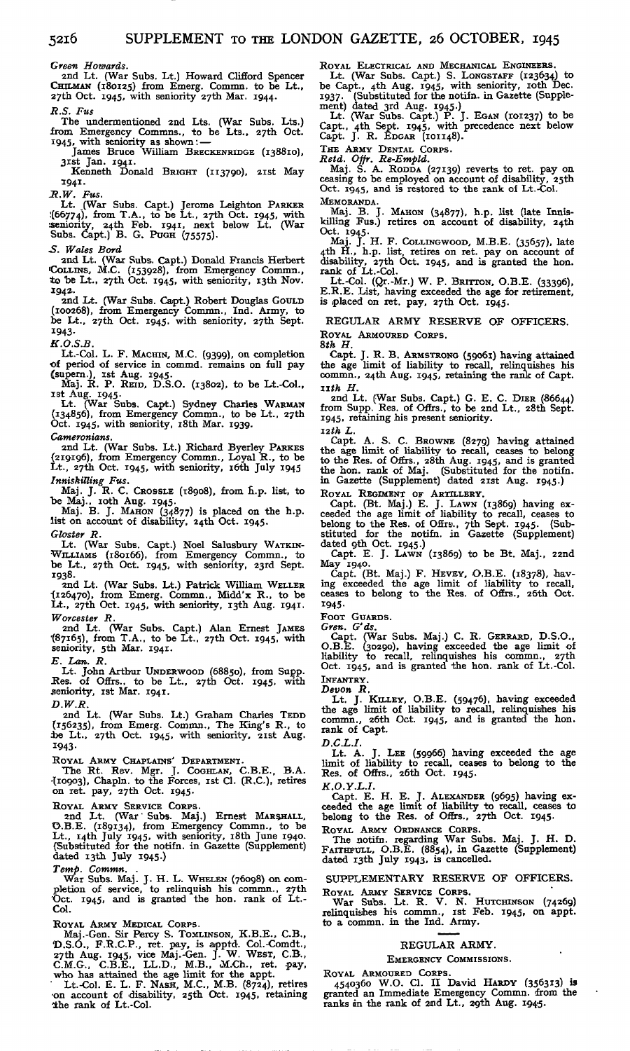*Green Howards.*

2nd Lt. (War Subs. Lt.) Howard Clifford Spencer CHILMAN (180125) from Emerg. Commn. to be Lt., 27th Oct. 1945, with seniority 27th Mar. 1944.

*R.S. Fus*

The undermentioned 2nd Lts. (War Subs. Lts.) from Emergency Commns., to be Lts., 27th Oct. 1945, with seniority as shown:—

James Bruce William BRECKENRIDGE (138810), 31st Jan. 1941.

Kenneth Donald BRIGHT (113790), 21st May 1941.

*R.W. Fus.*

Lt. (War Subs. Capt.) Jerome Leighton PARKER (66774), from T.A., to be Lt., 27th Oct. 1945, with seniority, 24th Feb. 1941, next below Lt. (War Subs. Capt.) B. G. PUGH (75575).

*S. Wales Bord*

2nd Lt. (War Subs. Capt.) Donald Francis Herbert COLLINS, M.C. (153928), from Emergency Commn., to be Lt., 27th Oct. 1945, with seniority, 13th Nov. 1942.

2nd Lt. (War Subs. Capt.) Robert Douglas GOULD (100268), from Emergency Commn., Ind. Army, to be Lt., 27th Oct. 1945. with seniority, 27th Sept. 1943.

*K.O.S.B.*

Lt.-Col. L. F. MACHIN, M.C. (9399), on completion of period of service in commd. remains on full pay (supern.), 1st Aug. 1945.

Maj. R. P. REID, D.S.O. (13802), to be Lt.-Col., 1st Aug. 1945.

Lt. (War Subs. Capt.) Sydney Charles WARMAN (134856), from Emergency Commn., to be Lt., 27th Oct. 1945, with seniority, 18th Mar. 1939.

*Cameronians.*

2nd Lt. (War Subs. Lt.) Richard Byerley PARKES (219196), from Emergency Commn., Loyal R., to be Lt., 27th Oct. 1945, with seniority, 16th July 1945

*Inniskilling Fus.*

Maj. J. R. C. CROSSLE (18908), from h.p. list, to be Maj., 10th Aug. 1945.

Maj. B. J. MAHON (34877) is placed on the h.p. list on account of disability, 24th Oct. 1945.

*Gloster R.*

Lt. (War Subs. Capt.) Noel Salusbury WATKIN-WILLIAMS (180166), from Emergency Commn., to be Lt., 27th Oct. 1945, with seniority, 23rd Sept. 1938.

2nd Lt. (War Subs. Lt.) Patrick William WELLER (126470), from Emerg. Commn., Midd'x R., to be Lt., 27th Oct. 1945, with seniority, 13th Aug. 1941.

*Worcester R.*

2nd Lt. (War Subs. Capt.) Alan Ernest JAMES (87165), from T.A., to be Lt., 27th Oct. 1945, with seniority, 5th Mar. 1941.

*E. Lan. R.*

Lt. John Arthur UNDERWOOD (68850), from Supp. Res. of Offrs., to be Lt., 27th Oct. 1945, with seniority, 1st Mar. 1941.

*D.W.R.*

2nd Lt. (War Subs. Lt.) Graham Charles TEDD (156235), from Emerg. Commn., The King's R., to be Lt., 27th Oct. 1945, with seniority, 21st Aug. 1943.

ROYAL ARMY CHAPLAINS' DEPARTMENT.

The Rt. Rev. Mgr. J. COGHLAN, C.B.E., B.A. (10903), Chapln. to the Forces, 1st Cl. (R.C.), retires on ret. pay, 27th Oct. 1945.

ROYAL ARMY SERVICE CORPS.

2nd Lt. (War Subs. Maj.) Ernest MARSHALL, O.B.E. (189134), from Emergency Commn., to be Lt., 14th July 1945, with seniority, 18th June 1940. (Substituted for the notifn. in Gazette (Supplement) dated 13th July 1945.)

*Temp. Commn.*

War Subs. Maj. J. H. L. WHELEN (76098) on completion of service, to relinquish his commn., 27th Oct. 1945, and is granted the hon. rank of Lt.-Col.

ROYAL ARMY MEDICAL CORPS.

Maj.-Gen. Sir Percy S. TOMLINSON, K.B.E., C.B., D.S.O., F.R.C.P., ret. pay, is apptd. Col.-Comdt., 27th Aug. 1945, vice Maj.-Gen. J. W. WEST, C.B., C.M.G., C.B.E., LL.D., M.B., M.Ch., ret. pay, who has attained the age limit for the appt.

Lt.-Col. E. L. F. NASH, M.C., M.B. (8724), retires on account of disability, 25th Oct. 1945, retaining the rank of Lt.-Col.

ROYAL ELECTRICAL AND MECHANICAL ENGINEERS.

Lt. (War Subs. Capt.) S. LONGSTAFF (123634) to be Capt., 4th Aug. 1945, with seniority, 10th Dec. 1937. (Substituted for the notifn. in Gazette (Supplement) dated 3rd Aug. 1945.)

Lt. (War Subs. Capt.) P. J. EGAN (101237) to be Capt., 4th Sept. 1945, with precedence next below Capt. J. R. EDGAR (101148).

THE ARMY DENTAL CORPS.

*Retd. Offr. Re-Empld.*

Maj. S. A. RODDA (27139) reverts to ret. pay on ceasing to be employed on account of disability, 25th Oct. 1945, and is restored to the rank of Lt.-Col.

MEMORANDA.

Maj. B. J. MAHON (34877), h.p. list (late Inniskilling Fus.) retires on account of disability, 24th Oct. 1945.

Maj. J. H. F. COLLINGWOOD, M.B.E. (35657), late 4th H., h.p. list, retires on ret. pay on account of disability, 27th Oct. 1945, and is granted the hon. rank of Lt.-Col.

Lt.-Col. (Qr.-Mr.) W. P. BRITTON, O.B.E. (33396), E.R.E. List, having exceeded the age for retirement, is placed on ret. pay, 27th Oct. 1945.

## REGULAR ARMY RESERVE OF OFFICERS.

ROYAL ARMOURED CORPS.

*8th H.*

Capt. J. R. B. ARMSTRONG (59061) having attained the age limit of liability to recall, relinquishes his commn., 24th Aug. 1945, retaining the rank of Capt.

*11th H.*

2nd Lt. (War Subs. Capt.) G. E. C. DIER (86644) from Supp. Res. of Offrs., to be 2nd Lt., 28th Sept. 1945, retaining his present seniority.

*12th L.*

Capt. A. S. C. BROWNE (8279) having attained the age limit of liability to recall, ceases to belong to the Res. of Offrs., 28th Aug. 1945, and is granted the hon. rank of Maj. (Substituted for the notifn. in Gazette (Supplement) dated 21st Aug. 1945.)

ROYAL REGIMENT OF ARTILLERY.

Capt. (Bt. Maj.) E. J. LAWN (13869) having exceeded the age limit of liability to recall, ceases to belong to the Res. of Offrs., 7th Sept. 1945. (Substituted for the notifn. in Gazette (Supplement) dated 9th Oct. 1945.)

Capt. E. J. LAWN (13869) to be Bt. Maj., 22nd May 1940.

Capt. (Bt. Maj.) F. HEVEY, O.B.E. (18378), having exceeded the age limit of liability to recall, ceases to belong to the Res. of Offrs., 26th Oct. 1945.

FOOT GUARDS.

*Gren. G'ds.*

Capt. (War Subs. Maj.) C. R. GERRARD, D.S.O., O.B.E. (30290), having exceeded the age limit of liability to recall, relinquishes his commn., 27th Oct. 1945, and is granted the hon. rank of Lt.-Col.

INFANTRY.

*Devon R.*

Lt. J. KILLEY, O.B.E. (59476), having exceeded the age limit of liability to recall, relinquishes his commn., 26th Oct. 1945, and is granted the hon. rank of Capt.

*D.C.L.I.*

Lt. A. J. LEE (59966) having exceeded the age limit of liability to recall, ceases to belong to the Res. of Offrs., 26th Oct. 1945.

*K.O.Y.L.I.*

Capt. E. H. E. J. ALEXANDER (9695) having exceeded the age limit of liability to recall, ceases to belong to the Res. of Offrs., 27th Oct. 1945.

ROYAL ARMY ORDNANCE CORPS.

The notifn. regarding War Subs. Maj. J. H. D. FAITHFULL, O.B.E. (8854), in Gazette (Supplement) dated 13th July 1943, is cancelled.

## SUPPLEMENTARY RESERVE OF OFFICERS.

ROYAL ARMY SERVICE CORPS.

War Subs. Lt. R. V. N. HUTCHINSON (74269) relinquishes his commn., 1st Feb. 1945, on appt. to a commn. in the Ind. Army.

## REGULAR ARMY.

EMERGENCY COMMISSIONS.

ROYAL ARMOURED CORPS.

4540360 W.O. Cl. II David HARDY (356313) is granted an Immediate Emergency Commn. from the ranks in the rank of 2nd Lt., 29th Aug. 1945.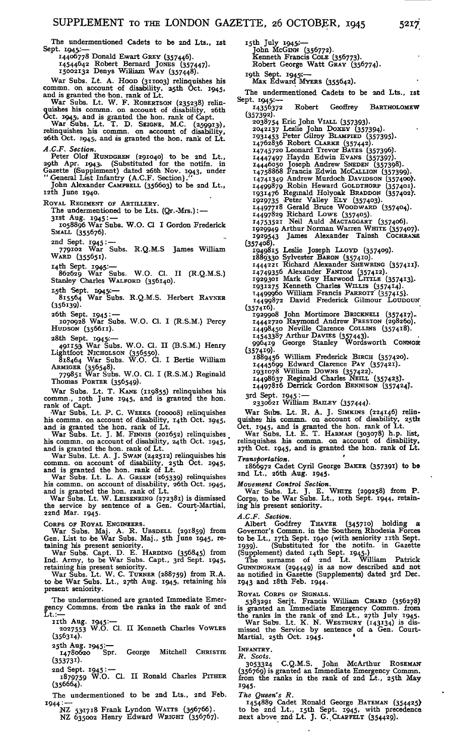The undermentioned Cadets to be 2nd Lts., 1st Sept. 1945:—

14406778 Donald Ewart GREY (357446).
14544642 Robert Bernard JONES (357447).
15002132 Denys William WAY (357448).

War Subs. Lt. A. HOOD (311003) relinquishes his commn. on account of disability, 25th Oct. 1945, and is granted the hon. rank of Lt.

War Subs. Lt. W. F. ROBERTSON (235238) relinquishes his commn. on account of disability, 26th Oct. 1945, and is granted the hon. rank of Capt.

War Subs. Lt. T. D. SEIGNE, M.C. (259913), relinquishes his commn. on account of disability, 26th Oct. 1945, and is granted the hon. rank of Lt.

*A.C.F. Section.*

Peter Olof RUNDGREN (291040) to be 2nd Lt., 29th Apr. 1943. (Substituted for the notifn. in Gazette (Supplement) dated 26th Nov. 1943, under "General List Infantry (A.C.F. Section).")

John Alexander CAMPBELL (356603) to be 2nd Lt., 12th June 1940.

ROYAL REGIMENT OF ARTILLERY.

The undermentioned to be Lts. (Qr.-Mrs.):—

31st Aug. 1945:—
1058896 War Subs. W.O. Cl I Gordon Frederick SMALL (355676).

2nd Sept. 1945:—
779102 War Subs. R.Q.M.S James William WARD (355651).

14th Sept. 1945:—
862629 War Subs. W.O. Cl. II (R.Q.M.S.) Stanley Charles WALFORD (356140).

15th Sept. 1945:—
815564 War Subs. R.Q.M.S. Herbert RAYNER (356139).

26th Sept. 1945:—
1070928 War Subs. W.O. Cl. I (R.S.M.) Percy HUDSON (356611).

28th Sept. 1945:—
491153 War Subs. W.O. Cl. II (B.S.M.) Henry Lightfoot NICHOLSON (356550).
818464 War Subs. W.O. Cl. I Bertie William ARMIGER (356548).
779851 War Subs. W.O. Cl. I (R.S.M.) Reginald Thomas PORTER (356549).

War Subs. Lt. T. KANE (119855) relinquishes his commn., 10th June 1945, and is granted the hon. rank of Capt.

War Subs. Lt. P. C. WEEKS (100008) relinquishes his commn. on account of disability, 14th Oct. 1945, and is granted the hon. rank of Lt.

War Subs. Lt. J. M. FINNIS (201652) relinquishes his commn. on account of disability, 24th Oct. 1945, and is granted the hon. rank of Lt.

War Subs. Lt. A. J. SWAN (242512) relinquishes his commn. on account of disability, 25th Oct. 1945, and is granted the hon. rank of Lt.

War Subs. Lt. L. A. GREEN (265339) relinquishes his commn. on account of disability, 26th Oct. 1945, and is granted the hon. rank of Lt.

War Subs. Lt. W. LEISENRING (272381) is dismissed the service by sentence of a Gen. Court-Martial, 22nd Mar. 1945.

CORPS OF ROYAL ENGINEERS.

War Subs. Maj. A. R. UBSDELL (291859) from Gen. List to be War Subs. Maj., 5th June 1945, retaining his present seniority.

War Subs. Capt. D. E. HARDING (356845) from Ind. Army, to be War Subs. Capt., 3rd Sept. 1945, retaining his present seniority.

War Subs. Lt. W. C. TURNER (288759) from R.A. to be War Subs. Lt., 27th Aug. 1945, retaining his present seniority.

The undermentioned are granted Immediate Emergency Commns. from the ranks in the rank of 2nd Lt.:—

11th Aug. 1945:—
2027553 W.O. Cl. II Kenneth Charles VOWLES (356314).

25th Aug. 1945:—
14780620 Spr. George Mitchell CHRISTIE (353731).

2nd Sept. 1945:—
1879759 W.O. Cl. II Ronald Charles PITHER (356664).

The undermentioned to be 2nd Lts., 2nd Feb. 1944:—
NZ 531718 Frank Lyndon WATTS (356766).
NZ 635002 Henry Edward WRIGHT (356767).

15th July 1945:—
John McGINN (356772).
Kenneth Francis COLE (356773).
Robert George Watt GRAY (356774).

19th Sept. 1945:—
Max Edward MYERS (355642).

The undermentioned Cadets to be 2nd Lts., 1st Sept. 1945:—

14356372 Robert Geoffrey BARTHOLOMEW (357392).
2038754 Eric John VIALL (357393).
2042137 Leslie John DOXEY (357394).
1931453 Peter Gilroy BLAMPIED (357395).
14762836 Robert CLARKE (357442).
14745720 Leonard Trevor BATES (357396).
14447497 Haydn Edwin EVANS (357397).
14446050 Joseph Andrew SNEDEN (357398).
14758868 Francis Edwin McCALLION (357399).
14741349 Andrew Murdoch DAVIDSON (357400).
14499879 Robin Heward GOLDTHORP (357401).
1931476 Reginald Holyoak BRADDON (357402).
1929735 Peter Valley ELY (357403).
14497718 Gerald Bruce WOODWARD (357404).
14497829 Richard LOWE (357405).
14753521 Neil Auld MACTAGGART (357406).
1929949 Arthur Norman Warren WHITE (357407).
1929543 James Alexander Tainsh COCHRANE (357408).
1949815 Leslie Joseph LLOYD (357409).
1889330 Sylvester BARON (357410).
1444221 Richard Alexander SHEWRING (357411).
14749356 Alexander FANTOM (357412).
1929301 Mark Guy Harwood LITTLE (357413).
1931275 Kenneth Charles WILLIS (357414).
14499960 William Francis PARROTT (357415).
14499872 David Frederick Gilmour LOUDOUN (357416).
1929908 John Mortimore BRICKNELL (357417).
14442720 Raymond Andrew PRESTON (298260).
14498450 Neville Clarence COLLINS (357418).
14543387 Arthur DAVIES (357443).
996419 George Stanley Wordsworth CONNOR (357419).
1889456 William Frederick BIRCH (357420).
14445699 Edward Clarence PAY (357421).
1931078 William DOWNS (357422).
14498637 Reginald Charles NEILL (357423).
14497816 Derrick Gordon BENNISON (357424).

3rd Sept. 1945:—
2330621 William BAILEY (357444).

War Subs. Lt. R. A. J. SIMKINS (224146) relinquishes his commn. on account of disability, 25th Oct. 1945, and is granted the hon. rank of Lt.

War Subs. Lt. E. T. HARMAN (303078) h.p. list, relinquishes his commn. on account of disability, 27th Oct. 1945, and is granted the hon. rank of Lt.

*Transportation.*

1866972 Cadet Cyril George BAKER (357391) to be 2nd Lt., 26th Aug. 1945.

*Movement Control Section.*

War Subs. Lt. J. E. WHITE (299258) from P. Corps, to be War Subs. Lt., 10th Sept. 1944, retaining his present seniority.

*A.C.F. Section.*

Albert Godfrey THAYER (345710) holding a Governor's Commn. in the Southern Rhodesia Forces to be Lt., 17th Sept. 1940 (with seniority 11th Sept. 1939). (Substituted for the notifn. in Gazette (Supplement) dated 14th Sept. 1945.)

The surname of 2nd Lt. William Patrick GUNNINGHAM (294449) is as now described and not as notified in Gazette (Supplements) dated 3rd Dec. 1943 and 18th Feb. 1944.

ROYAL CORPS OF SIGNALS.

5383291 Serjt. Francis William CHARD (356278) is granted an Immediate Emergency Commn. from the ranks in the rank of 2nd Lt., 27th July 1945.

War Subs. Lt. K. N. WESTBURY (143134) is dismissed the Service by sentence of a Gen. Court-Martial, 25th Oct. 1945.

INFANTRY.

*R. Scots.*

3053324 C.Q.M.S. John McArthur ROSEMAN (356769) is granted an Immediate Emergency Commn. from the ranks in the rank of 2nd Lt., 25th May 1945.

*The Queen's R.*

1454889 Cadet Ronald George BATEMAN (354425) to be 2nd Lt., 15th Sept. 1945, with precedence next above 2nd Lt. J. G. CLAPFELT (354429).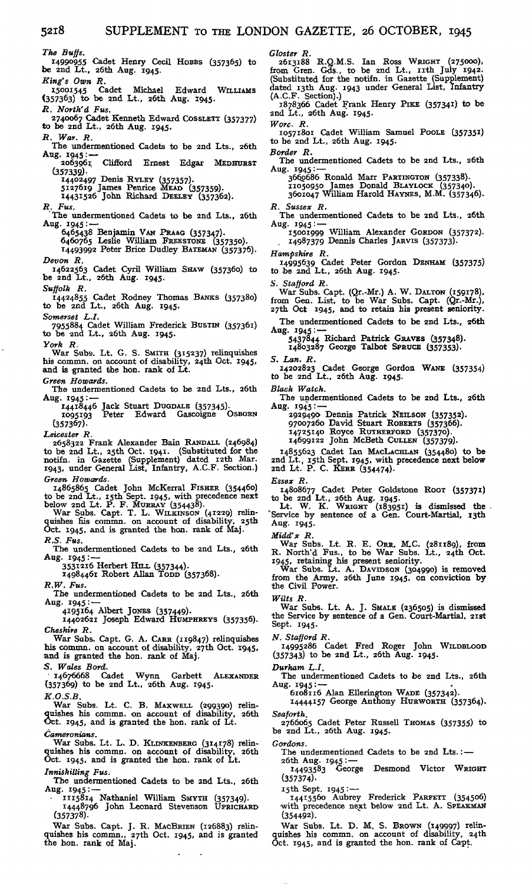*The Buffs.*

14990955 Cadet Henry Cecil HOBBS (357365) to be 2nd Lt., 26th Aug. 1945.

*King's Own R.*

15001545 Cadet Michael Edward WILLIAMS (357363) to be 2nd Lt., 26th Aug. 1945.

*R. North'd Fus.*

2740067 Cadet Kenneth Edward COSSLETT (357377) to be 2nd Lt., 26th Aug. 1945.

*R. War. R.*

The undermentioned Cadets to be 2nd Lts., 26th Aug. 1945:—

2063961 Clifford Ernest Edgar MEDHURST (357339).
14402497 Denis RYLEY (357357).
5127619 James Penrice MEAD (357359).
14431526 John Richard DEELEY (357362).

*R. Fus.*

The undermentioned Cadets to be 2nd Lts., 26th Aug. 1945:—

6465438 Benjamin VAN PRAAG (357347).
6460765 Leslie William FREESTONE (357350).
14493992 Peter Brice Dudley BATEMAN (357376).

*Devon R.*

14622563 Cadet Cyril William SHAW (357360) to be 2nd Lt., 26th Aug. 1945.

*Suffolk R.*

14424855 Cadet Rodney Thomas BANKS (357380) to be 2nd Lt., 26th Aug. 1945.

*Somerset L.I.*

7955884 Cadet William Frederick BUSTIN (357361) to be 2nd Lt., 26th Aug. 1945.

*York R.*

War Subs. Lt. G. S. SMITH (315237) relinquishes his commn. on account of disability, 24th Oct. 1945, and is granted the hon. rank of Lt.

*Green Howards.*

The undermentioned Cadets to be 2nd Lts., 26th Aug. 1945:—

14418446 Jack Stuart DUGDALE (357345).
1095193 Peter Edward Gascoigne OSBORN (357367).

*Leicester R.*

2658322 Frank Alexander Bain RANDALL (246984) to be 2nd Lt., 25th Oct. 1941. (Substituted for the notifn. in Gazette (Supplement) dated 12th Mar. 1943, under General List, Infantry, A.C.F. Section.)

*Green Howards.*

14865865 Cadet John McKerral FISHER (354460) to be 2nd Lt., 15th Sept. 1945, with precedence next below 2nd Lt. P. F. MURRAY (354438).

War Subs. Capt. T. L. WILKINSON (41229) relinquishes his commn. on account of disability, 25th Oct. 1945, and is granted the hon. rank of Maj.

*R.S. Fus.*

The undermentioned Cadets to be 2nd Lts., 26th Aug. 1945:—

3531216 Herbert HILL (357344).
14984461 Robert Allan TODD (357368).

*R.W. Fus.*

The undermentioned Cadets to be 2nd Lts., 26th Aug. 1945:—

4195164 Albert JONES (357449).
14402621 Joseph Edward HUMPHREYS (357356).

*Cheshire R.*

War Subs. Capt. G. A. CARR (119847) relinquishes his commn. on account of disability, 27th Oct. 1945, and is granted the hon. rank of Maj.

*S. Wales Bord.*

14676668 Cadet Wynn Garbett ALEXANDER (357369) to be 2nd Lt., 26th Aug. 1945.

*K.O.S.B.*

War Subs. Lt. C. B. MAXWELL (299390) relinquishes his commn. on account of disability, 26th Oct. 1945, and is granted the hon. rank of Lt.

*Cameronians.*

War Subs. Lt. L. D. KLINKENBERG (314178) relinquishes his commn. on account of disability, 26th Oct. 1945, and is granted the hon. rank of Lt.

*Innishilling Fus.*

The undermentioned Cadets to be 2nd Lts., 26th Aug. 1945:—

1115814 Nathaniel William SMYTH (357349).
14448796 John Leonard Stevenson UPRICHARD (357378).

War Subs. Capt. J. R. MACBRIEN (126883) relinquishes his commn., 27th Oct. 1945, and is granted the hon. rank of Maj.

*Gloster R.*

2613188 R.Q.M.S. Ian Ross WRIGHT (275000), from Gren. Gds., to be 2nd Lt., 11th July 1942. (Substituted for the notifn. in Gazette (Supplement) dated 13th Aug. 1943 under General List, Infantry (A.C.F. Section).)

1878366 Cadet Frank Henry PIKE (357341) to be 2nd Lt., 26th Aug. 1945.

*Worc. R.*

10571801 Cadet William Samuel POOLE (357351) to be 2nd Lt., 26th Aug. 1945.

*Border R.*

The undermentioned Cadets to be 2nd Lts., 26th Aug. 1945:—

3660686 Ronald Marr PARTINGTON (357338).
11050950 James Donald BLAYLOCK (357340).
3601047 William Harold HAYNES, M.M. (357346).

*R. Sussex R.*

The undermentioned Cadets to be 2nd Lts., 26th Aug. 1945:—

15001999 William Alexander GORDON (357372).
14987379 Dennis Charles JARVIS (357373).

*Hampshire R.*

14995639 Cadet Peter Gordon DENHAM (357375) to be 2nd Lt., 26th Aug. 1945.

*S. Stafford R.*

War Subs. Capt. (Qr.-Mr.) A. W. DALTON (159178), from Gen. List, to be War Subs. Capt. (Qr.-Mr.), 27th Oct 1945, and to retain his present seniority.

The undermentioned Cadets to be 2nd Lts., 26th Aug. 1945:—

5437844 Richard Patrick GRAVES (357348).
14803287 George Talbot SPRUCE (357353).

*S. Lan. R.*

14202823 Cadet George Gordon WANE (357354) to be 2nd Lt., 26th Aug. 1945.

*Black Watch.*

The undermentioned Cadets to be 2nd Lts., 26th Aug. 1945:—

2929490 Dennis Patrick NEILSON (357352).
97007260 David Stuart ROBERTS (357366).
14725140 Royce RUTHERFORD (357370).
14699122 John McBeth CULLEN (357379).

14855623 Cadet Ian MACLACHLAN (354480) to be 2nd Lt., 15th Sept. 1945, with precedence next below 2nd Lt. P. C. KERR (354474).

*Essex R.*

14808677 Cadet Peter Goldstone ROOT (357371) to be 2nd Lt., 26th Aug. 1945.

Lt. W. K. WRIGHT (183951) is dismissed the Service by sentence of a Gen. Court-Martial, 13th Aug. 1945.

*Midd'x R.*

War Subs. Lt. R. E. ORR, M.C. (281189), from R. North'd Fus., to be War Subs. Lt., 24th Oct. 1945, retaining his present seniority.

War Subs. Lt. A. DAVIDSON (304990) is removed from the Army, 26th June 1945, on conviction by the Civil Power.

*Wilts R.*

War Subs. Lt. A. J. SMALE (236505) is dismissed the Service by sentence of a Gen. Court-Martial, 21st Sept. 1945.

*N. Stafford R.*

14995286 Cadet Fred Roger John WILDBLOOD (357343) to be 2nd Lt., 26th Aug. 1945.

*Durham L.I.*

The undermentioned Cadets to be 2nd Lts., 26th Aug. 1945:—

6108116 Alan Ellerington WADE (357342).
14444157 George Anthony HURWORTH (357364).

*Seaforth.*

2766065 Cadet Peter Russell THOMAS (357355) to be 2nd Lt., 26th Aug. 1945.

*Gordons.*

The undermentioned Cadets to be 2nd Lts.:—

26th Aug. 1945:—

14493583 George Desmond Victor WRIGHT (357374).

15th Sept. 1945:—

14415560 Aubrey Frederick PARFETT (354506) with precedence next below 2nd Lt. A. SPEAKMAN (354492).

War Subs. Lt. D. M. S. BROWN (149997) relinquishes his commn. on account of disability, 24th Oct. 1945, and is granted the hon. rank of Capt.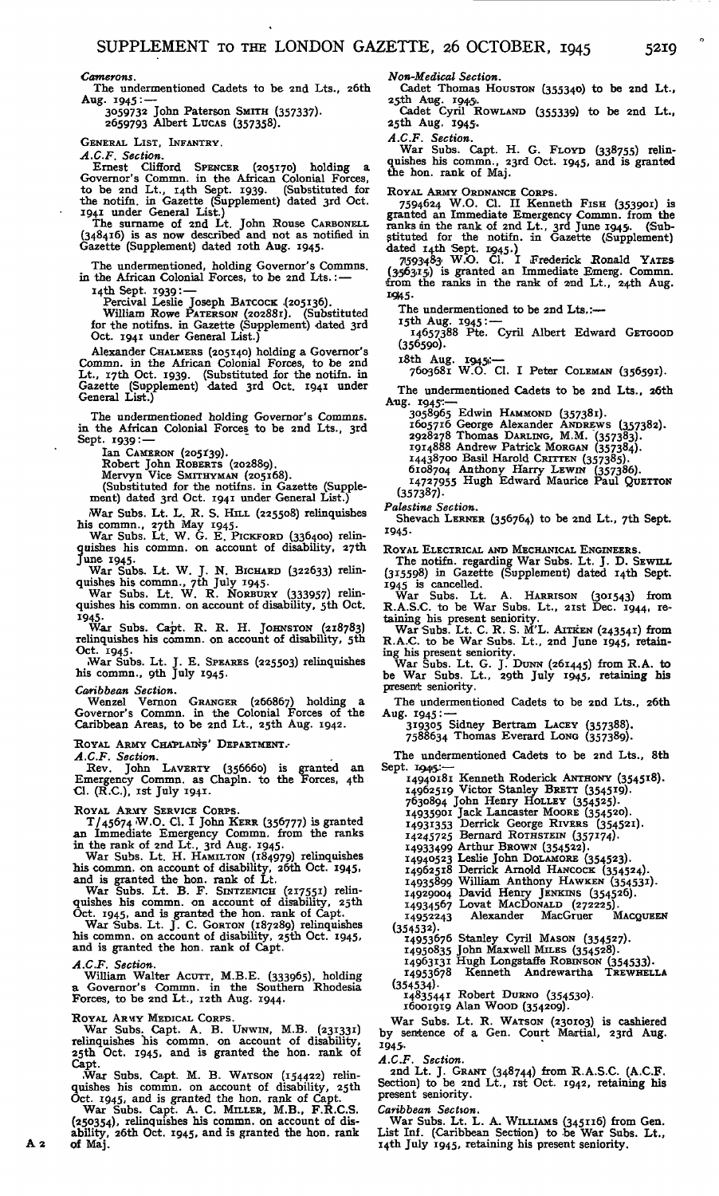*Camerons.*

The undermentioned Cadets to be 2nd Lts., 26th Aug. 1945:—

3059732 John Paterson SMITH (357337).
2659793 Albert LUCAS (357358).

GENERAL LIST, INFANTRY.

*A.C.F. Section.*

Ernest Clifford SPENCER (205170) holding a Governor's Comm. in the African Colonial Forces, to be 2nd Lt., 14th Sept. 1939. (Substituted for the notifn. in Gazette (Supplement) dated 3rd Oct. 1941 under General List.)

The surname of 2nd Lt. John Rouse CARBONELL (348416) is as now described and not as notified in Gazette (Supplement) dated 10th Aug. 1945.

The undermentioned, holding Governor's Commns. in the African Colonial Forces, to be 2nd Lts.:—

14th Sept. 1939:—

Percival Leslie Joseph BATCOCK (205136).
William Rowe PATERSON (202881). (Substituted for the notifns. in Gazette (Supplement) dated 3rd Oct. 1941 under General List.)

Alexander CHALMERS (205140) holding a Governor's Comm. in the African Colonial Forces, to be 2nd Lt., 17th Oct. 1939. (Substituted for the notifn. in Gazette (Supplement) dated 3rd Oct. 1941 under General List.)

The undermentioned holding Governor's Commns. in the African Colonial Forces to be 2nd Lts., 3rd Sept. 1939:—

Ian CAMERON (205139).
Robert John ROBERTS (202889).
Mervyn Vice SMITHYMAN (205168).
(Substituted for the notifns. in Gazette (Supplement) dated 3rd Oct. 1941 under General List.)

War Subs. Lt. L. R. S. HILL (225508) relinquishes his commn., 27th May 1945.

War Subs. Lt. W. G. E. PICKFORD (336400) relinquishes his commn. on account of disability, 27th June 1945.

War Subs. Lt. W. J. N. BICHARD (322633) relinquishes his commn., 7th July 1945.

War Subs. Lt. W. R. NORBURY (333957) relinquishes his commn. on account of disability, 5th Oct. 1945.

War Subs. Capt. R. R. H. JOHNSTON (218783) relinquishes his commn. on account of disability, 5th Oct. 1945.

War Subs. Lt. J. E. SPEARES (225503) relinquishes his commn., 9th July 1945.

*Caribbean Section.*

Wenzel Vernon GRANGER (266867) holding a Governor's Comm. in the Colonial Forces of the Caribbean Areas, to be 2nd Lt., 25th Aug. 1942.

ROYAL ARMY CHAPLAINS' DEPARTMENT.

*A.C.F. Section.*

Rev. John LAVERTY (356660) is granted an Emergency Commn. as Chapln. to the Forces, 4th Cl. (R.C.), 1st July 1941.

ROYAL ARMY SERVICE CORPS.

T/45674 W.O. Cl. I John KERR (356777) is granted an Immediate Emergency Commn. from the ranks in the rank of 2nd Lt., 3rd Aug. 1945.

War Subs. Lt. H. HAMILTON (184979) relinquishes his commn. on account of disability, 26th Oct. 1945, and is granted the hon. rank of Lt.

War Subs. Lt. B. F. SINTZENICH (217551) relinquishes his commn. on account of disability, 25th Oct. 1945, and is granted the hon. rank of Capt.

War Subs. Lt. J. C. GORTON (187289) relinquishes his commn. on account of disability, 25th Oct. 1945, and is granted the hon. rank of Capt.

*A.C.F. Section.*

William Walter ACUTT, M.B.E. (333965), holding a Governor's Commn. in the Southern Rhodesia Forces, to be 2nd Lt., 12th Aug. 1944.

ROYAL ARMY MEDICAL CORPS.

War Subs. Capt. A. B. UNWIN, M.B. (231331) relinquishes his commn. on account of disability, 25th Oct. 1945, and is granted the hon. rank of Capt.

War Subs. Capt. M. B. WATSON (154422) relinquishes his commn. on account of disability, 25th Oct. 1945, and is granted the hon. rank of Capt.

War Subs. Capt. A. C. MILLER, M.B., F.R.C.S. (250354), relinquishes his commn. on account of disability, 26th Oct. 1945, and is granted the hon. rank of Maj.

*Non-Medical Section.*

Cadet Thomas HOUSTON (355340) to be 2nd Lt., 25th Aug. 1945.

Cadet Cyril ROWLAND (355339) to be 2nd Lt., 25th Aug. 1945.

*A.C.F. Section.*

War Subs. Capt. H. G. FLOYD (338755) relinquishes his commn., 23rd Oct. 1945, and is granted the hon. rank of Maj.

ROYAL ARMY ORDNANCE CORPS.

7594624 W.O. Cl. II Kenneth FISH (353901) is granted an Immediate Emergency Commn. from the ranks in the rank of 2nd Lt., 3rd June 1945. (Substituted for the notifn. in Gazette (Supplement) dated 14th Sept. 1945.)

7593483 W.O. Cl. I Frederick Ronald YATES (356315) is granted an Immediate Emerg. Commn. from the ranks in the rank of 2nd Lt., 24th Aug. 1945.

The undermentioned to be 2nd Lts.:—

15th Aug. 1945:—

14657388 Pte. Cyril Albert Edward GETGOOD (356590).

18th Aug. 1945:—

7603681 W.O. Cl. I Peter COLEMAN (356591).

The undermentioned Cadets to be 2nd Lts., 26th Aug. 1945:—

3058965 Edwin HAMMOND (357381).
1605716 George Alexander ANDREWS (357382).
2928278 Thomas DARLING, M.M. (357383).
1914888 Andrew Patrick MORGAN (357384).
14438700 Basil Harold CRITTEN (357385).
6108704 Anthony Harry LEWIN (357386).
14727955 Hugh Edward Maurice Paul QUETTON (357387).

*Palestine Section.*

Shevach LERNER (356764) to be 2nd Lt., 7th Sept. 1945.

ROYAL ELECTRICAL AND MECHANICAL ENGINEERS.

The notifn. regarding War Subs. Lt. J. D. SEWILL (315598) in Gazette (Supplement) dated 14th Sept. 1945 is cancelled.

War Subs. Lt. A. HARRISON (301543) from R.A.S.C. to be War Subs. Lt., 21st Dec. 1944, retaining his present seniority.

War Subs. Lt. C. R. S. M'L. AITKEN (243541) from R.A.C. to be War Subs. Lt., 2nd June 1945, retaining his present seniority.

War Subs. Lt. G. J. DUNN (261445) from R.A. to be War Subs. Lt., 29th July 1945, retaining his present seniority.

The undermentioned Cadets to be 2nd Lts., 26th Aug. 1945:—

319305 Sidney Bertram LACEY (357388).
7588634 Thomas Everard LONG (357389).

The undermentioned Cadets to be 2nd Lts., 8th Sept. 1945:—

14940181 Kenneth Roderick ANTHONY (354518).
14962519 Victor Stanley BRETT (354519).
7630894 John Henry HOLLEY (354525).
14935901 Jack Lancaster MOORE (354520).
14931353 Derrick George RIVERS (354521).
14245725 Bernard ROTHSTEIN (357174).
14933499 Arthur BROWN (354522).
14940523 Leslie John DOLAMORE (354523).
14962518 Derrick Arnold HANCOCK (354524).
14935899 William Anthony HAWKEN (354531).
14929004 David Henry JENKINS (354526).
14934567 Lovat MACDONALD (272225).
14952243 Alexander MacGruer MACQUEEN (354532).
14953676 Stanley Cyril MASON (354527).
14950835 John Maxwell MILES (354528).
14963131 Hugh Longstaffe ROBINSON (354533).
14953678 Kenneth Andrewartha TREWHELLA (354534).
14835441 Robert DURNO (354530).
16001919 Alan WOOD (354209).

War Subs. Lt. R. WATSON (230103) is cashiered by sentence of a Gen. Court Martial, 23rd Aug. 1945.

*A.C.F. Section.*

2nd Lt. J. GRANT (348744) from R.A.S.C. (A.C.F. Section) to be 2nd Lt., 1st Oct. 1942, retaining his present seniority.

*Caribbean Section.*

War Subs. Lt. L. A. WILLIAMS (345116) from Gen. List Inf. (Caribbean Section) to be War Subs. Lt., 14th July 1945, retaining his present seniority.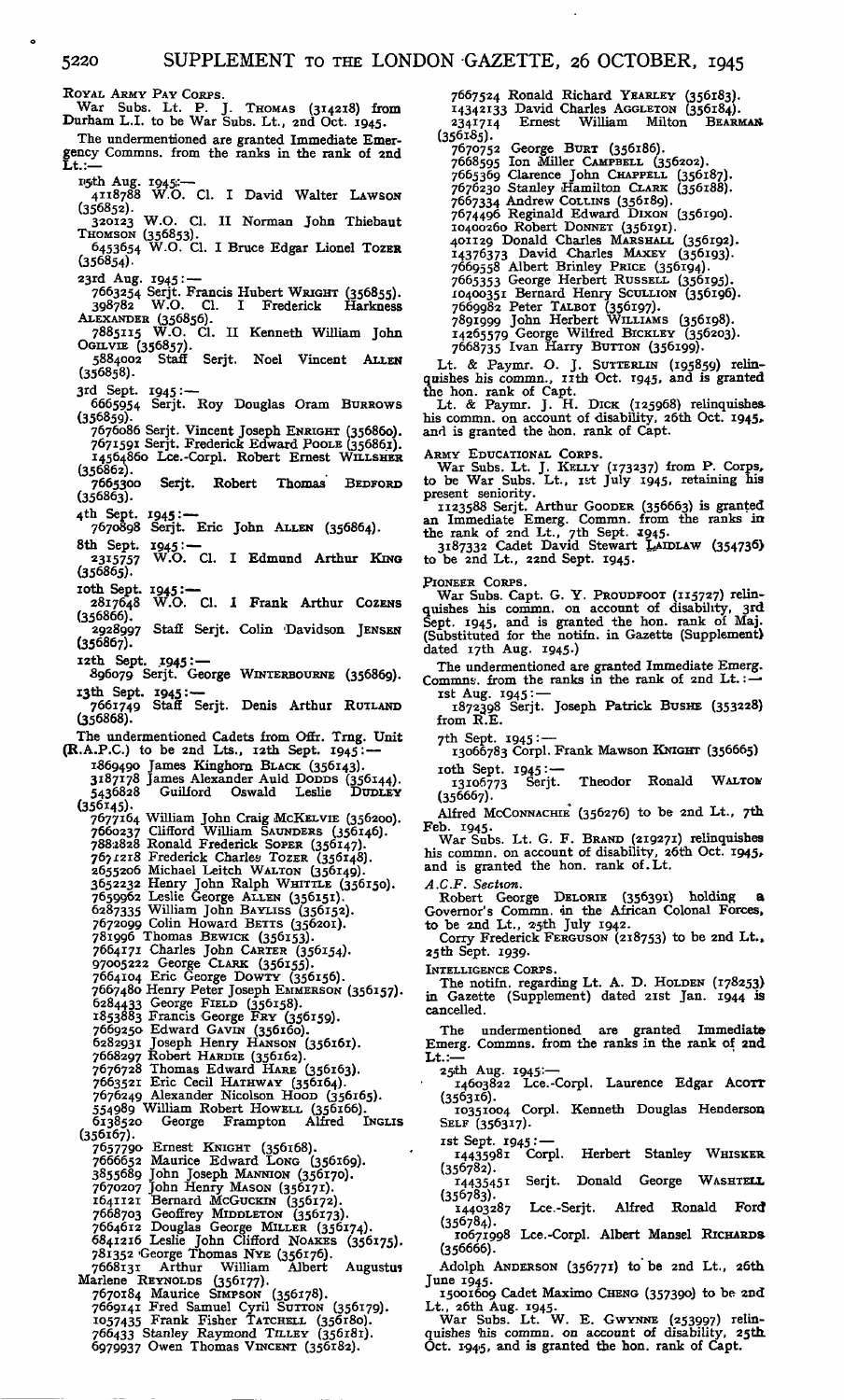ROYAL ARMY PAY CORPS.

War Subs. Lt. P. J. THOMAS (314218) from Durham L.I. to be War Subs. Lt., 2nd Oct. 1945.

The undermentioned are granted Immediate Emergency Commns. from the ranks in the rank of 2nd Lt.:—

15th Aug. 1945:—

4118788 W.O. Cl. I David Walter LAWSON (356852).

320123 W.O. Cl. II Norman John Thiebaut THOMSON (356853).

6453654 W.O. Cl. I Bruce Edgar Lionel TOZER (356854).

23rd Aug. 1945:—

7663254 Serjt. Francis Hubert WRIGHT (356855).

398782 W.O. Cl. I Frederick Harkness ALEXANDER (356856).

7885115 W.O. Cl. II Kenneth William John OGILVIE (356857).

5884002 Staff Serjt. Noel Vincent ALLEN (356858).

3rd Sept. 1945:—

6665954 Serjt. Roy Douglas Oram BURROWS (356859).

7676086 Serjt. Vincent Joseph ENRIGHT (356860).

7671591 Serjt. Frederick Edward POOLE (356861).

14564860 Lce.-Corpl. Robert Ernest WILLSHER (356862).

7665300 Serjt. Robert Thomas BEDFORD (356863).

4th Sept. 1945:—

7670898 Serjt. Eric John ALLEN (356864).

8th Sept. 1945:—

2315757 W.O. Cl. I Edmund Arthur KING (356865).

10th Sept. 1945:—

2817648 W.O. Cl. I Frank Arthur COZENS (356866).

2928997 Staff Serjt. Colin Davidson JENSEN (356867).

12th Sept. 1945:—

896079 Serjt. George WINTERBOURNE (356869).

13th Sept. 1945:—

7661749 Staff Serjt. Denis Arthur RUTLAND (356868).

The undermentioned Cadets from Offr. Trng. Unit (R.A.P.C.) to be 2nd Lts., 12th Sept. 1945:—

1869490 James Kinghorn BLACK (356143).
3187178 James Alexander Auld DODDS (356144).
5436828 Guilford Oswald Leslie DUDLEY (356145).
7677164 William John Craig McKELVIE (356200).
7660237 Clifford William SAUNDERS (356146).
7882828 Ronald Frederick SOPER (356147).
7671218 Frederick Charles TOZER (356148).
2655206 Michael Leitch WALTON (356149).
3652232 Henry John Ralph WHITTLE (356150).
7659962 Leslie George ALLEN (356151).
6287335 William John BAYLISS (356152).
7672099 Colin Howard BETTS (356201).
781996 Thomas BEWICK (356153).
7664171 Charles John CARTER (356154).
97005222 George CLARK (356155).
7664104 Eric George DOWTY (356156).
7667480 Henry Peter Joseph EMMERSON (356157).
6284433 George FIELD (356158).
1853883 Francis George FRY (356159).
7669250 Edward GAVIN (356160).
6282931 Joseph Henry HANSON (356161).
7668297 Robert HARDIE (356162).
7676728 Thomas Edward HARE (356163).
7663521 Eric Cecil HATHWAY (356164).
7676249 Alexander Nicolson HOOD (356165).
554989 William Robert HOWELL (356166).
6138520 George Frampton Alfred INGLIS (356167).
7657790 Ernest KNIGHT (356168).
7666652 Maurice Edward LONG (356169).
3855689 John Joseph MANNION (356170).
7670207 John Henry MASON (356171).
1641121 Bernard McGUCKIN (356172).
7668703 Geoffrey MIDDLETON (356173).
7664612 Douglas George MILLER (356174).
6841216 Leslie John Clifford NOAKES (356175).
781352 George Thomas NYE (356176).
7668131 Arthur William Albert Augustus Marlene REYNOLDS (356177).
7670184 Maurice SIMPSON (356178).
7669141 Fred Samuel Cyril SUTTON (356179).
1057435 Frank Fisher TATCHELL (356180).
766433 Stanley Raymond TILLEY (356181).
6979937 Owen Thomas VINCENT (356182).
7667524 Ronald Richard YEARLEY (356183).
14342133 David Charles AGGLETON (356184).
2341714 Ernest William Milton BEARMAN (356185).
7670752 George BURT (356186).
7668595 Ion Miller CAMPBELL (356202).
7665369 Clarence John CHAPPELL (356187).
7676230 Stanley Hamilton CLARK (356188).
7667334 Andrew COLLINS (356189).
7674496 Reginald Edward DIXON (356190).
10400260 Robert DONNET (356191).
401129 Donald Charles MARSHALL (356192).
14376373 David Charles MAXEY (356193).
7669558 Albert Brinley PRICE (356194).
7665353 George Herbert RUSSELL (356195).
10400351 Bernard Henry SCULLION (356196).
7669982 Peter TALBOT (356197).
7891999 John Herbert WILLIAMS (356198).
14265579 George Wilfred BICKLEY (356203).
7668735 Ivan Harry BUTTON (356199).

Lt. & Paymr. O. J. SUTTERLIN (195859) relinquishes his commn., 11th Oct. 1945, and is granted the hon. rank of Capt.

Lt. & Paymr. J. H. DICK (125968) relinquishes his commn. on account of disability, 26th Oct. 1945, and is granted the hon. rank of Capt.

ARMY EDUCATIONAL CORPS.

War Subs. Lt. J. KELLY (173237) from P. Corps, to be War Subs. Lt., 1st July 1945, retaining his present seniority.

1123588 Serjt. Arthur GOODER (356663) is granted an Immediate Emerg. Commn. from the ranks in the rank of 2nd Lt., 7th Sept. 1945.

3187332 Cadet David Stewart LAIDLAW (354736) to be 2nd Lt., 22nd Sept. 1945.

PIONEER CORPS.

War Subs. Capt. G. Y. PROUDFOOT (115727) relinquishes his commn. on account of disability, 3rd Sept. 1945, and is granted the hon. rank of Maj. (Substituted for the notifn. in Gazette (Supplement) dated 17th Aug. 1945.)

The undermentioned are granted Immediate Emerg. Commns. from the ranks in the rank of 2nd Lt.:—

1st Aug. 1945:—

1872398 Serjt. Joseph Patrick BUSHE (353228) from R.E.

7th Sept. 1945:—

13066783 Corpl. Frank Mawson KNIGHT (356665)

10th Sept. 1945:—

13106773 Serjt. Theodor Ronald WALTON (356667).

Alfred McCONNACHIE (356276) to be 2nd Lt., 7th Feb. 1945.

War Subs. Lt. G. F. BRAND (219271) relinquishes his commn. on account of disability, 26th Oct. 1945, and is granted the hon. rank of Lt.

*A.C.F. Section.*

Robert George DELORIE (356391) holding a Governor's Commn. in the African Colonal Forces, to be 2nd Lt., 25th July 1942.

Corry Frederick FERGUSON (218753) to be 2nd Lt., 25th Sept. 1939.

INTELLIGENCE CORPS.

The notifn. regarding Lt. A. D. HOLDEN (178253) in Gazette (Supplement) dated 21st Jan. 1944 is cancelled.

The undermentioned are granted Immediate Emerg. Commns. from the ranks in the rank of 2nd Lt.:—

25th Aug. 1945:—

14603822 Lce.-Corpl. Laurence Edgar ACOTT (356316).

10351004 Corpl. Kenneth Douglas Henderson SELF (356317).

1st Sept. 1945:—

14435981 Corpl. Herbert Stanley WHISKER (356782).

14435451 Serjt. Donald George WASHTELL (356783).

14403287 Lce.-Serjt. Alfred Ronald FORD (356784).

10671998 Lce.-Corpl. Albert Mansel RICHARDS (356666).

Adolph ANDERSON (356771) to be 2nd Lt., 26th June 1945.

15001609 Cadet Maximo CHENG (357390) to be 2nd Lt., 26th Aug. 1945.

War Subs. Lt. W. E. GWYNNE (253997) relinquishes his commn. on account of disability, 25th Oct. 1945, and is granted the hon. rank of Capt.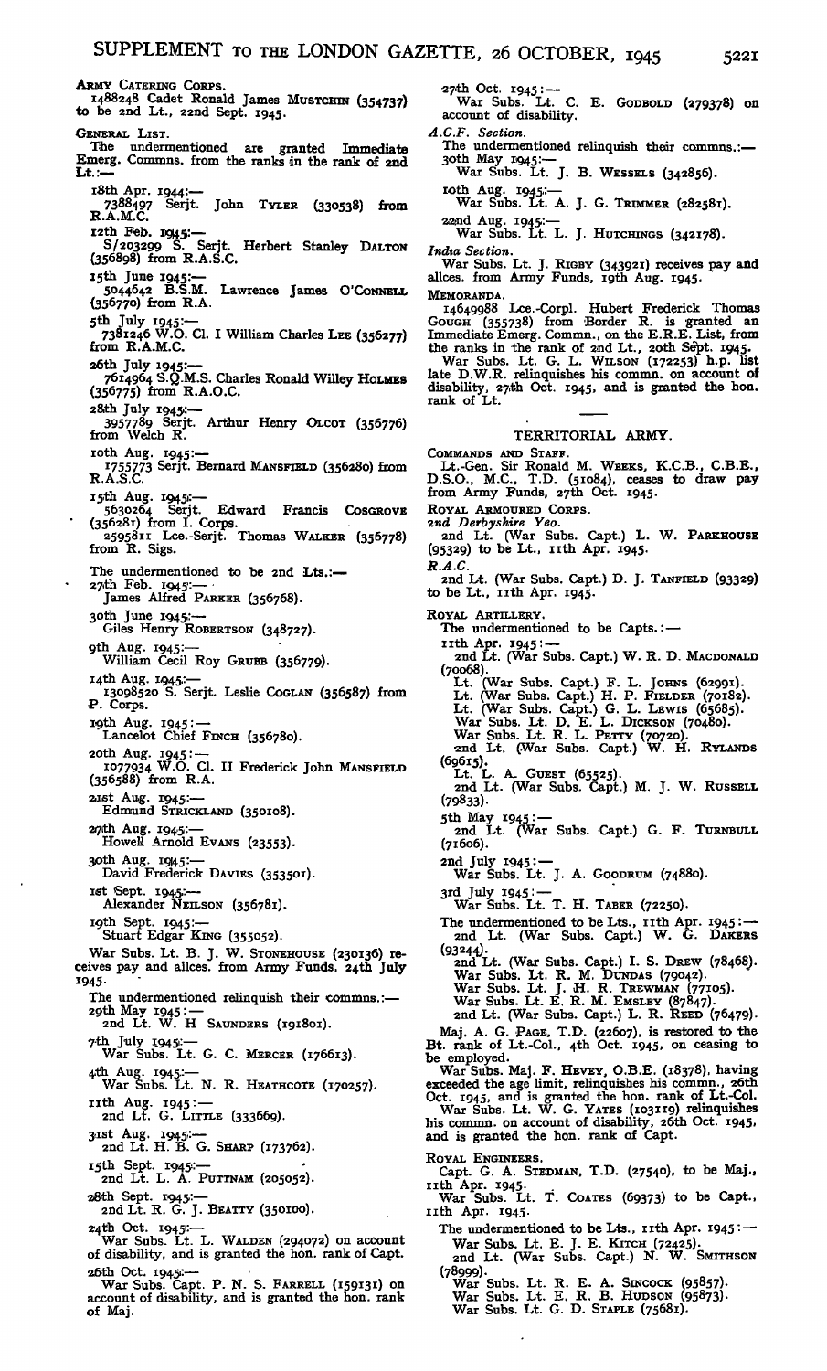ARMY CATERING CORPS.

1488248 Cadet Ronald James MUSTCHIN (354737) to be 2nd Lt., 22nd Sept. 1945.

GENERAL LIST.

The undermentioned are granted Immediate Emerg. Commns. from the ranks in the rank of 2nd Lt.:—

18th Apr. 1944:—
7388497 Serjt. John TYLER (330538) from R.A.M.C.

12th Feb. 1945:—
S/203299 S. Serjt. Herbert Stanley DALTON (356898) from R.A.S.C.

15th June 1945:—
5044642 B.S.M. Lawrence James O'CONNELL (356770) from R.A.

5th July 1945:—
7381246 W.O. Cl. I William Charles LEE (356277) from R.A.M.C.

26th July 1945:—
7614964 S.Q.M.S. Charles Ronald Willey HOLMES (356775) from R.A.O.C.

28th July 1945:—
3957789 Serjt. Arthur Henry OLCOT (356776) from Welch R.

10th Aug. 1945:—
1755773 Serjt. Bernard MANSFIELD (356280) from R.A.S.C.

15th Aug. 1945:—
5630264 Serjt. Edward Francis COSGROVE (356281) from I. Corps.
2595811 Lce.-Serjt. Thomas WALKER (356778) from R. Sigs.

The undermentioned to be 2nd Lts.:—

27th Feb. 1945:—
James Alfred PARKER (356768).

30th June 1945:—
Giles Henry ROBERTSON (348727).

9th Aug. 1945:—
William Cecil Roy GRUBB (356779).

14th Aug. 1945:—
13098520 S. Serjt. Leslie COGLAN (356587) from P. Corps.

19th Aug. 1945:—
Lancelot Chief FINCH (356780).

20th Aug. 1945:—
1077934 W.O. Cl. II Frederick John MANSFIELD (356588) from R.A.

21st Aug. 1945:—
Edmund STRICKLAND (350108).

27th Aug. 1945:—
Howell Arnold EVANS (23553).

30th Aug. 1945:—
David Frederick DAVIES (353501).

1st Sept. 1945:—
Alexander NEILSON (356781).

19th Sept. 1945:—
Stuart Edgar KING (355052).

War Subs. Lt. B. J. W. STONEHOUSE (230136) receives pay and allces. from Army Funds, 24th July 1945.

The undermentioned relinquish their commns.:—

29th May 1945:—
2nd Lt. W. H SAUNDERS (191801).

7th July 1945:—
War Subs. Lt. G. C. MERCER (176613).

4th Aug. 1945:—
War Subs. Lt. N. R. HEATHCOTE (170257).

11th Aug. 1945:—
2nd Lt. G. LITTLE (333669).

31st Aug. 1945:—
2nd Lt. H. B. G. SHARP (173762).

15th Sept. 1945:—
2nd Lt. L. A. PUTTNAM (205052).

28th Sept. 1945:—
2nd Lt. R. G. J. BEATTY (350100).

24th Oct. 1945:—
War Subs. Lt. L. WALDEN (294072) on account of disability, and is granted the hon. rank of Capt.

26th Oct. 1945:—
War Subs. Capt. P. N. S. FARRELL (159131) on account of disability, and is granted the hon. rank of Maj.

27th Oct. 1945:—
War Subs. Lt. C. E. GODBOLD (279378) on account of disability.

*A.C.F. Section.*

The undermentioned relinquish their commns.:—

30th May 1945:—
War Subs. Lt. J. B. WESSELS (342856).

10th Aug. 1945:—
War Subs. Lt. A. J. G. TRIMMER (282581).

22nd Aug. 1945:—
War Subs. Lt. L. J. HUTCHINGS (342178).

*India Section.*

War Subs. Lt. J. RIGBY (343921) receives pay and allces. from Army Funds, 19th Aug. 1945.

MEMORANDA.

14649988 Lce.-Corpl. Hubert Frederick Thomas GOUGH (355738) from Border R. is granted an Immediate Emerg. Commn., on the E.R.E. List, from the ranks in the rank of 2nd Lt., 20th Sept. 1945.

War Subs. Lt. G. L. WILSON (172253) h.p. list late D.W.R. relinquishes his commn. on account of disability, 27th Oct. 1945, and is granted the hon. rank of Lt.

## TERRITORIAL ARMY.

COMMANDS AND STAFF.

Lt.-Gen. Sir Ronald M. WEEKS, K.C.B., C.B.E., D.S.O., M.C., T.D. (51084), ceases to draw pay from Army Funds, 27th Oct. 1945.

ROYAL ARMOURED CORPS.

*2nd Derbyshire Yeo.*

2nd Lt. (War Subs. Capt.) L. W. PARKHOUSE (95329) to be Lt., 11th Apr. 1945.

*R.A.C.*

2nd Lt. (War Subs. Capt.) D. J. TANFIELD (93329) to be Lt., 11th Apr. 1945.

ROYAL ARTILLERY.

The undermentioned to be Capts.:—

11th Apr. 1945:—
2nd Lt. (War Subs. Capt.) W. R. D. MACDONALD (70068).
Lt. (War Subs. Capt.) F. L. JOHNS (62991).
Lt. (War Subs. Capt.) H. P. FIELDER (70182).
Lt. (War Subs. Capt.) G. L. LEWIS (65685).
War Subs. Lt. D. E. L. DICKSON (70480).
War Subs. Lt. R. L. PETTY (70720).
2nd Lt. (War Subs. Capt.) W. H. RYLANDS (69615).
Lt. L. A. GUEST (65525).
2nd Lt. (War Subs. Capt.) M. J. W. RUSSELL (79833).

5th May 1945:—
2nd Lt. (War Subs. Capt.) G. F. TURNBULL (71606).

2nd July 1945:—
War Subs. Lt. J. A. GOODRUM (74880).

3rd July 1945:—
War Subs. Lt. T. H. TABER (72250).

The undermentioned to be Lts., 11th Apr. 1945:—
2nd Lt. (War Subs. Capt.) W. G. DAKERS (93244).
2nd Lt. (War Subs. Capt.) I. S. DREW (78468).
War Subs. Lt. R. M. DUNDAS (79042).
War Subs. Lt. J. H. R. TREWMAN (77105).
War Subs. Lt. E. R. M. EMSLEY (87847).
2nd Lt. (War Subs. Capt.) L. R. REED (76479).

Maj. A. G. PAGE, T.D. (22607), is restored to the Bt. rank of Lt.-Col., 4th Oct. 1945, on ceasing to be employed.

War Subs. Maj. F. HEVEY, O.B.E. (18378), having exceeded the age limit, relinquishes his commn., 26th Oct. 1945, and is granted the hon. rank of Lt.-Col.

War Subs. Lt. W. G. YATES (103119) relinquishes his commn. on account of disability, 26th Oct. 1945, and is granted the hon. rank of Capt.

ROYAL ENGINEERS.

Capt. G. A. STEDMAN, T.D. (27540), to be Maj., 11th Apr. 1945.

War Subs. Lt. T. COATES (69373) to be Capt., 11th Apr. 1945.

The undermentioned to be Lts., 11th Apr. 1945:—
War Subs. Lt. E. J. E. KITCH (72425).
2nd Lt. (War Subs. Capt.) N. W. SMITHSON (78999).
War Subs. Lt. R. E. A. SINCOCK (95857).
War Subs. Lt. E. R. B. HUDSON (95873).
War Subs. Lt. G. D. STAPLE (75681).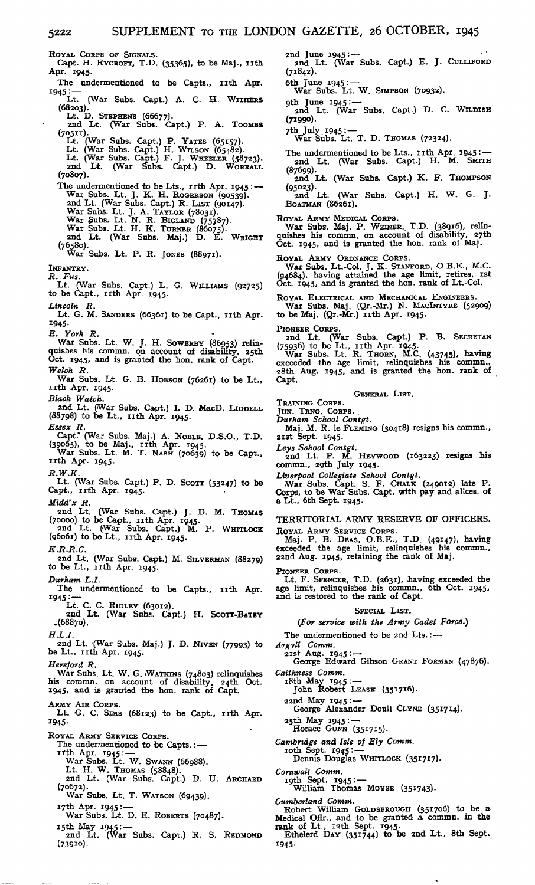ROYAL CORPS OF SIGNALS.

Capt. H. RYCROFT, T.D. (35365), to be Maj., 11th Apr. 1945.

The undermentioned to be Capts., 11th Apr. 1945:—
- Lt. (War Subs. Capt.) A. C. H. WITHERS (68203).
- Lt. D. STEPHENS (66677).
- 2nd Lt. (War Subs. Capt.) P. A. TOOMBS (70511).
- Lt. (War Subs. Capt.) P. YATES (65157).
- Lt. (War Subs. Capt.) H. WILSON (65482).
- Lt. (War Subs. Capt.) F. J. WHEELER (58723).
- 2nd Lt. (War Subs. Capt.) D. WORRALL (70807).

The undermentioned to be Lts., 11th Apr. 1945:—
- War Subs. Lt. J. K. H. ROGERSON (90539).
- 2nd Lt. (War Subs. Capt.) R. LIST (90147).
- War Subs. Lt. J. A. TAYLOR (78031).
- War Subs. Lt. N. R. BIGLAND (75787).
- War Subs. Lt. H. K. TURNER (86075).
- 2nd Lt. (War Subs. Maj.) D. E. WRIGHT (76580).
- War Subs. Lt. P. R. JONES (88971).

INFANTRY.

*R. Fus.*

Lt. (War Subs. Capt.) L. G. WILLIAMS (92725) to be Capt., 11th Apr. 1945.

*Lincoln R.*

Lt. G. M. SANDERS (66361) to be Capt., 11th Apr. 1945.

*E. York R.*

War Subs. Lt. W. J. H. SOWERBY (86953) relinquishes his commn. on account of disability, 25th Oct. 1945, and is granted the hon. rank of Capt.

*Welch R.*

War Subs. Lt. G. B. HOBSON (76261) to be Lt., 11th Apr. 1945.

*Black Watch.*

2nd Lt. (War Subs. Capt.) I. D. MacD. LIDDELL (88798) to be Lt., 11th Apr. 1945.

*Essex R.*

Capt. (War Subs. Maj.) A. NOBLE, D.S.O., T.D. (39065), to be Maj., 11th Apr. 1945.

War Subs. Lt. M. T. NASH (70639) to be Capt., 11th Apr. 1945.

*R.W.K.*

Lt. (War Subs. Capt.) P. D. SCOTT (53247) to be Capt., 11th Apr. 1945.

*Midd'x R.*

2nd Lt. (War Subs. Capt.) J. D. M. THOMAS (70000) to be Capt., 11th Apr. 1945.

2nd Lt. (War Subs. Capt.) M. P. WHITLOCK (96061) to be Lt., 11th Apr. 1945.

*K.R.R.C.*

2nd Lt. (War Subs. Capt.) M. SILVERMAN (88279) to be Lt., 11th Apr. 1945.

*Durham L.I.*

The undermentioned to be Capts., 11th Apr. 1945:—
- Lt. C. C. RIDLEY (63012).
- 2nd Lt. (War Subs. Capt.) H. SCOTT-BATEY (68870).

*H.L.I.*

2nd Lt. (War Subs. Maj.) J. D. NIVEN (77993) to be Lt., 11th Apr. 1945.

*Hereford R.*

War Subs. Lt. W. G. WATKINS (74803) relinquishes his commn. on account of disability, 24th Oct. 1945, and is granted the hon. rank of Capt.

ARMY AIR CORPS.

Lt. G. C. SIMS (68123) to be Capt., 11th Apr. 1945.

ROYAL ARMY SERVICE CORPS.

The undermentioned to be Capts.:—

11th Apr. 1945:—
- War Subs. Lt. W. SWANN (66988).
- Lt. H. W. THOMAS (58848).
- 2nd Lt. (War Subs. Capt.) D. U. ARCHARD (70672).
- War Subs. Lt. T. WATSON (69439).

17th Apr. 1945:—
- War Subs. Lt. D. E. ROBERTS (70487).

15th May 1945:—
- 2nd Lt. (War Subs. Capt.) R. S. REDMOND (73910).

2nd June 1945:—
- 2nd Lt. (War Subs. Capt.) E. J. CULLIFORD (71842).

6th June 1945:—
- War Subs. Lt. W. SIMPSON (70932).

9th June 1945:—
- 2nd Lt. (War Subs. Capt.) D. C. WILDISH (71990).

7th July 1945:—
- War Subs. Lt. T. D. THOMAS (72324).

The undermentioned to be Lts., 11th Apr. 1945:—
- 2nd Lt. (War Subs. Capt.) H. M. SMITH (87699).
- 2nd Lt. (War Subs. Capt.) K. F. THOMPSON (95023).
- 2nd Lt. (War Subs. Capt.) H. W. G. J. BOATMAN (86261).

ROYAL ARMY MEDICAL CORPS.

War Subs. Maj. P. WEINER, T.D. (38916), relinquishes his commn. on account of disability, 27th Oct. 1945, and is granted the hon. rank of Maj.

ROYAL ARMY ORDNANCE CORPS.

War Subs. Lt.-Col. J. K. STANFORD, O.B.E., M.C. (94684), having attained the age limit, retires, 1st Oct. 1945, and is granted the hon. rank of Lt.-Col.

ROYAL ELECTRICAL AND MECHANICAL ENGINEERS.

War Subs. Maj. (Qr.-Mr.) N. MACINTYRE (52909) to be Maj. (Qr.-Mr.) 11th Apr. 1945.

PIONEER CORPS.

2nd Lt. (War Subs. Capt.) P. B. SECRETAN (75936) to be Lt., 11th Apr. 1945.

War Subs. Lt. R. THORN, M.C. (43745), having exceeded the age limit, relinquishes his commn., 28th Aug. 1945, and is granted the hon. rank of Capt.

## GENERAL LIST.

TRAINING CORPS.

JUN. TRNG. CORPS.

*Durham School Contgt.*

Maj. M. R. le FLEMING (30418) resigns his commn., 21st Sept. 1945.

*Leys School Contgt.*

2nd Lt. P. M. HEYWOOD (163223) resigns his commn., 29th July 1945.

*Liverpool Collegiate School Contgt.*

War Subs. Capt. S. F. CHALK (249012) late P. Corps, to be War Subs. Capt. with pay and allces. of a Lt., 6th Sept. 1945.

## TERRITORIAL ARMY RESERVE OF OFFICERS.

ROYAL ARMY SERVICE CORPS.

Maj. P. B. DEAS, O.B.E., T.D. (49147), having exceeded the age limit, relinquishes his commn., 22nd Aug. 1945, retaining the rank of Maj.

PIONEER CORPS.

Lt. F. SPENCER, T.D. (2631), having exceeded the age limit, relinquishes his commn., 6th Oct. 1945, and is restored to the rank of Capt.

## SPECIAL LIST.

*(For service with the Army Cadet Force.)*

The undermentioned to be 2nd Lts.:—

*Argyll Comm.*

21st Aug. 1945:—
- George Edward Gibson GRANT FORMAN (47876).

*Caithness Comm.*

18th May 1945:—
- John Robert LEASK (351716).

22nd May 1945:—
- George Alexander Doull CLYNE (351714).

25th May 1945:—
- Horace GUNN (351715).

*Cambridge and Isle of Ely Comm.*

10th Sept. 1945:—
- Dennis Douglas WHITLOCK (351717).

*Cornwall Comm.*

19th Sept. 1945:—
- William Thomas MOYSE (351743).

*Cumberland Comm.*

Robert William GOLDSBROUGH (351706) to be a Medical Offr., and to be granted a commn. in the rank of Lt., 12th Sept. 1945.

Ethelerd DAY (351744) to be 2nd Lt., 8th Sept. 1945.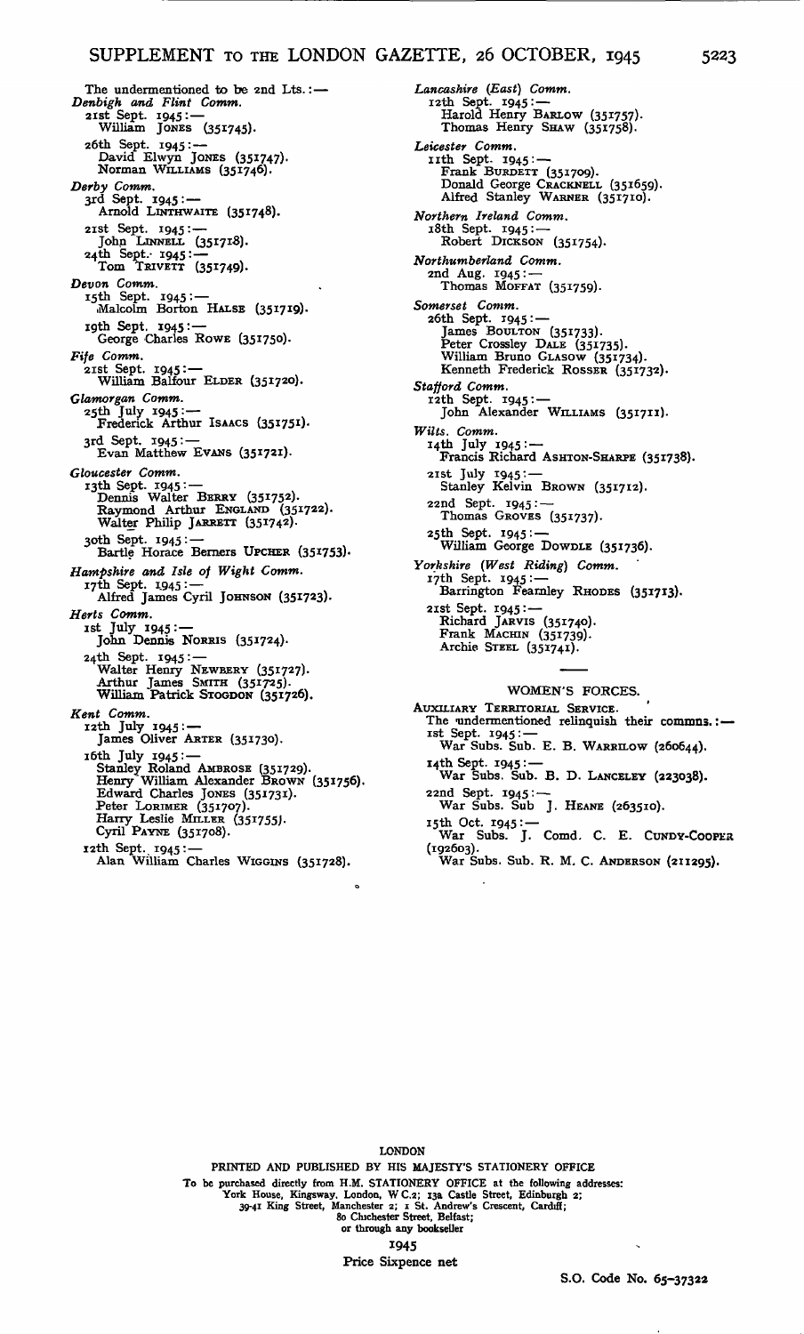The undermentioned to be 2nd Lts. :—

*Denbigh and Flint Comm.*

21st Sept. 1945 :—
William JONES (351745).

26th Sept. 1945 :—
David Elwyn JONES (351747).
Norman WILLIAMS (351746).

*Derby Comm.*

3rd Sept. 1945 :—
Arnold LINTHWAITE (351748).

21st Sept. 1945 :—
John LINNELL (351718).

24th Sept. 1945 :—
Tom TRIVETT (351749).

*Devon Comm.*

15th Sept. 1945 :—
Malcolm Borton HALSE (351719).

19th Sept. 1945 :—
George Charles ROWE (351750).

*Fife Comm.*

21st Sept. 1945 :—
William Balfour ELDER (351720).

*Glamorgan Comm.*

25th July 1945 :—
Frederick Arthur ISAACS (351751).

3rd Sept. 1945 :—
Evan Matthew EVANS (351721).

*Gloucester Comm.*

13th Sept. 1945 :—
Dennis Walter BERRY (351752).
Raymond Arthur ENGLAND (351722).
Walter Philip JARRETT (351742).

30th Sept. 1945 :—
Bartle Horace Berners UPCHER (351753).

*Hampshire and Isle of Wight Comm.*

17th Sept. 1945 :—
Alfred James Cyril JOHNSON (351723).

*Herts Comm.*

1st July 1945 :—
John Dennis NORRIS (351724).

24th Sept. 1945 :—
Walter Henry NEWBERY (351727).
Arthur James SMITH (351725).
William Patrick STOGDON (351726).

*Kent Comm.*

12th July 1945 :—
James Oliver ARTER (351730).

16th July 1945 :—
Stanley Roland AMBROSE (351729).
Henry William Alexander BROWN (351756).
Edward Charles JONES (351731).
Peter LORIMER (351707).
Harry Leslie MILLER (351755).
Cyril PAYNE (351708).

12th Sept. 1945 :—
Alan William Charles WIGGINS (351728).

*Lancashire (East) Comm.*

12th Sept. 1945 :—
Harold Henry BARLOW (351757).
Thomas Henry SHAW (351758).

*Leicester Comm.*

11th Sept. 1945 :—
Frank BURDETT (351709).
Donald George CRACKNELL (351659).
Alfred Stanley WARNER (351710).

*Northern Ireland Comm.*

18th Sept. 1945 :—
Robert DICKSON (351754).

*Northumberland Comm.*

2nd Aug. 1945 :—
Thomas MOFFAT (351759).

*Somerset Comm.*

26th Sept. 1945 :—
James BOULTON (351733).
Peter Crossley DALE (351735).
William Bruno GLASOW (351734).
Kenneth Frederick ROSSER (351732).

*Stafford Comm.*

12th Sept. 1945 :—
John Alexander WILLIAMS (351711).

*Wilts. Comm.*

14th July 1945 :—
Francis Richard ASHTON-SHARPE (351738).

21st July 1945 :—
Stanley Kelvin BROWN (351712).

22nd Sept. 1945 :—
Thomas GROVES (351737).

25th Sept. 1945 :—
William George DOWDLE (351736).

*Yorkshire (West Riding) Comm.*

17th Sept. 1945 :—
Barrington Fearnley RHODES (351713).

21st Sept. 1945 :—
Richard JARVIS (351740).
Frank MACHIN (351739).
Archie STEEL (351741).

## WOMEN'S FORCES.

AUXILIARY TERRITORIAL SERVICE.

The undermentioned relinquish their commns. :—

1st Sept. 1945 :—
War Subs. Sub. E. B. WARRILOW (260644).

14th Sept. 1945 :—
War Subs. Sub. B. D. LANCELEY (223038).

22nd Sept. 1945 :—
War Subs. Sub J. HEANE (263510).

15th Oct. 1945 :—
War Subs. J. Comd. C. E. CUNDY-COOPER (192603).
War Subs. Sub. R. M. C. ANDERSON (211295).

LONDON

PRINTED AND PUBLISHED BY HIS MAJESTY'S STATIONERY OFFICE

To be purchased directly from H.M. STATIONERY OFFICE at the following addresses:
York House, Kingsway, London, W.C.2; 13a Castle Street, Edinburgh 2;
39-41 King Street, Manchester 2; 1 St. Andrew's Crescent, Cardiff;
80 Chichester Street, Belfast;
or through any bookseller

1945

Price Sixpence net

S.O. Code No. 65-37322